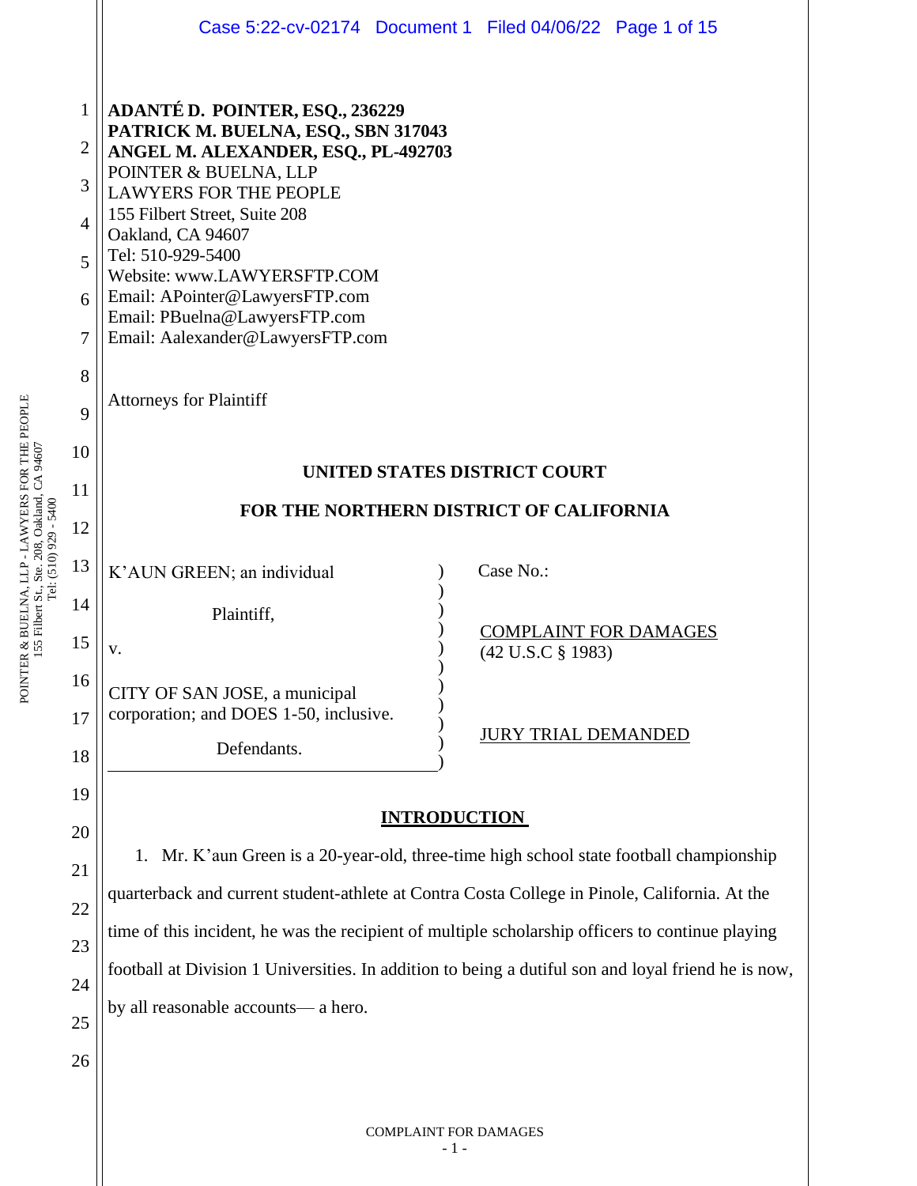**ADANTÉ D. POINTER, ESQ., 236229**
**PATRICK M. BUELNA, ESQ., SBN 317043**
**ANGEL M. ALEXANDER, ESQ., PL-492703**
POINTER & BUELNA, LLP
LAWYERS FOR THE PEOPLE
155 Filbert Street, Suite 208
Oakland, CA 94607
Tel: 510-929-5400
Website: www.LAWYERSFTP.COM
Email: APointer@LawyersFTP.com
Email: PBuelna@LawyersFTP.com
Email: Aalexander@LawyersFTP.com

Attorneys for Plaintiff

**UNITED STATES DISTRICT COURT**

**FOR THE NORTHERN DISTRICT OF CALIFORNIA**

| | |
|---|---|
| K'AUN GREEN; an individual<br><br>Plaintiff,<br><br>v.<br><br>CITY OF SAN JOSE, a municipal corporation; and DOES 1-50, inclusive.<br><br>Defendants. | Case No.:<br><br>COMPLAINT FOR DAMAGES<br>(42 U.S.C § 1983)<br><br>JURY TRIAL DEMANDED |

## INTRODUCTION

1. Mr. K'aun Green is a 20-year-old, three-time high school state football championship quarterback and current student-athlete at Contra Costa College in Pinole, California. At the time of this incident, he was the recipient of multiple scholarship officers to continue playing football at Division 1 Universities. In addition to being a dutiful son and loyal friend he is now, by all reasonable accounts— a hero.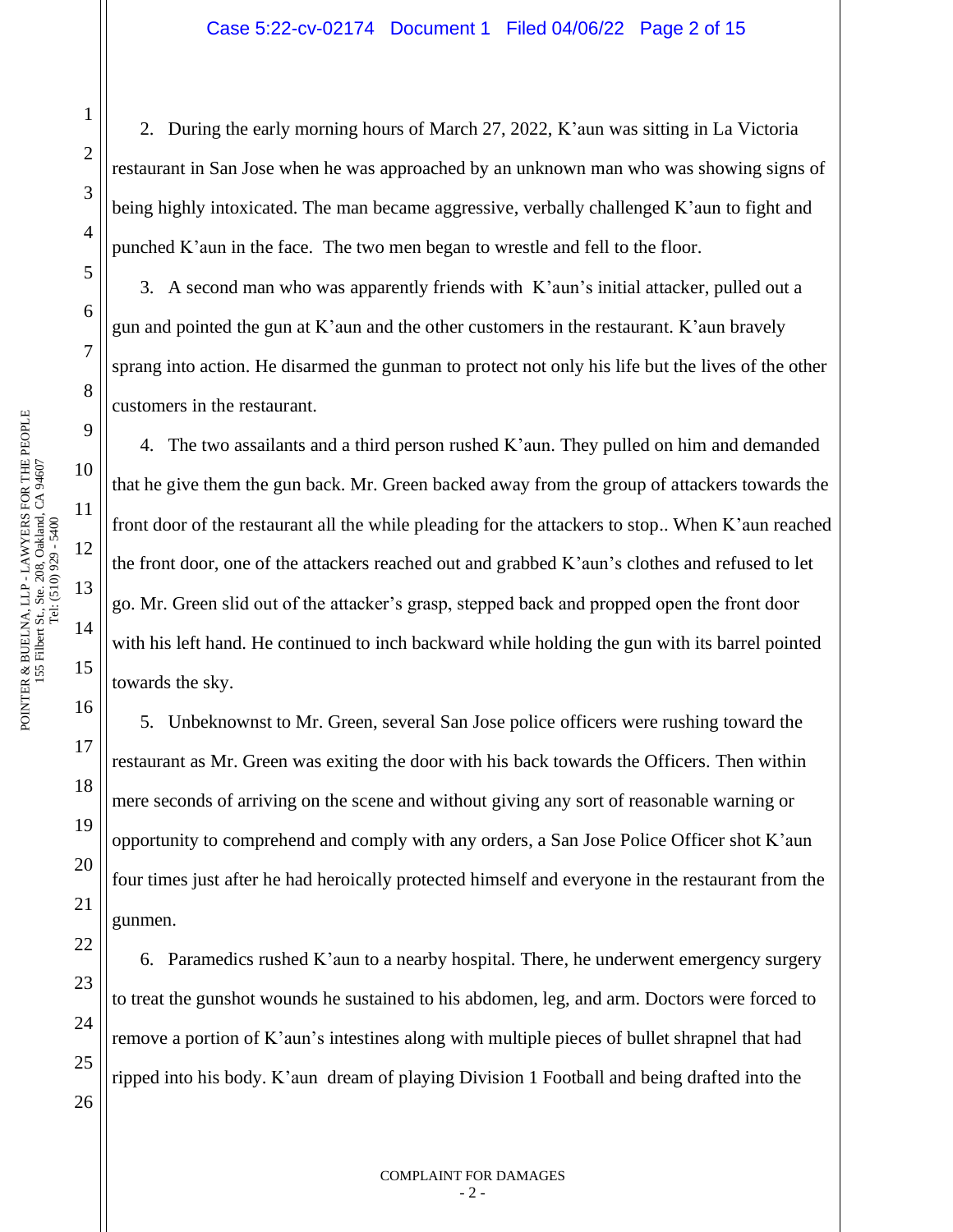2. During the early morning hours of March 27, 2022, K'aun was sitting in La Victoria restaurant in San Jose when he was approached by an unknown man who was showing signs of being highly intoxicated. The man became aggressive, verbally challenged K'aun to fight and punched K'aun in the face. The two men began to wrestle and fell to the floor.

3. A second man who was apparently friends with K'aun's initial attacker, pulled out a gun and pointed the gun at K'aun and the other customers in the restaurant. K'aun bravely sprang into action. He disarmed the gunman to protect not only his life but the lives of the other customers in the restaurant.

4. The two assailants and a third person rushed K'aun. They pulled on him and demanded that he give them the gun back. Mr. Green backed away from the group of attackers towards the front door of the restaurant all the while pleading for the attackers to stop.. When K'aun reached the front door, one of the attackers reached out and grabbed K'aun's clothes and refused to let go. Mr. Green slid out of the attacker's grasp, stepped back and propped open the front door with his left hand. He continued to inch backward while holding the gun with its barrel pointed towards the sky.

5. Unbeknownst to Mr. Green, several San Jose police officers were rushing toward the restaurant as Mr. Green was exiting the door with his back towards the Officers. Then within mere seconds of arriving on the scene and without giving any sort of reasonable warning or opportunity to comprehend and comply with any orders, a San Jose Police Officer shot K'aun four times just after he had heroically protected himself and everyone in the restaurant from the gunmen.

6. Paramedics rushed K'aun to a nearby hospital. There, he underwent emergency surgery to treat the gunshot wounds he sustained to his abdomen, leg, and arm. Doctors were forced to remove a portion of K'aun's intestines along with multiple pieces of bullet shrapnel that had ripped into his body. K'aun dream of playing Division 1 Football and being drafted into the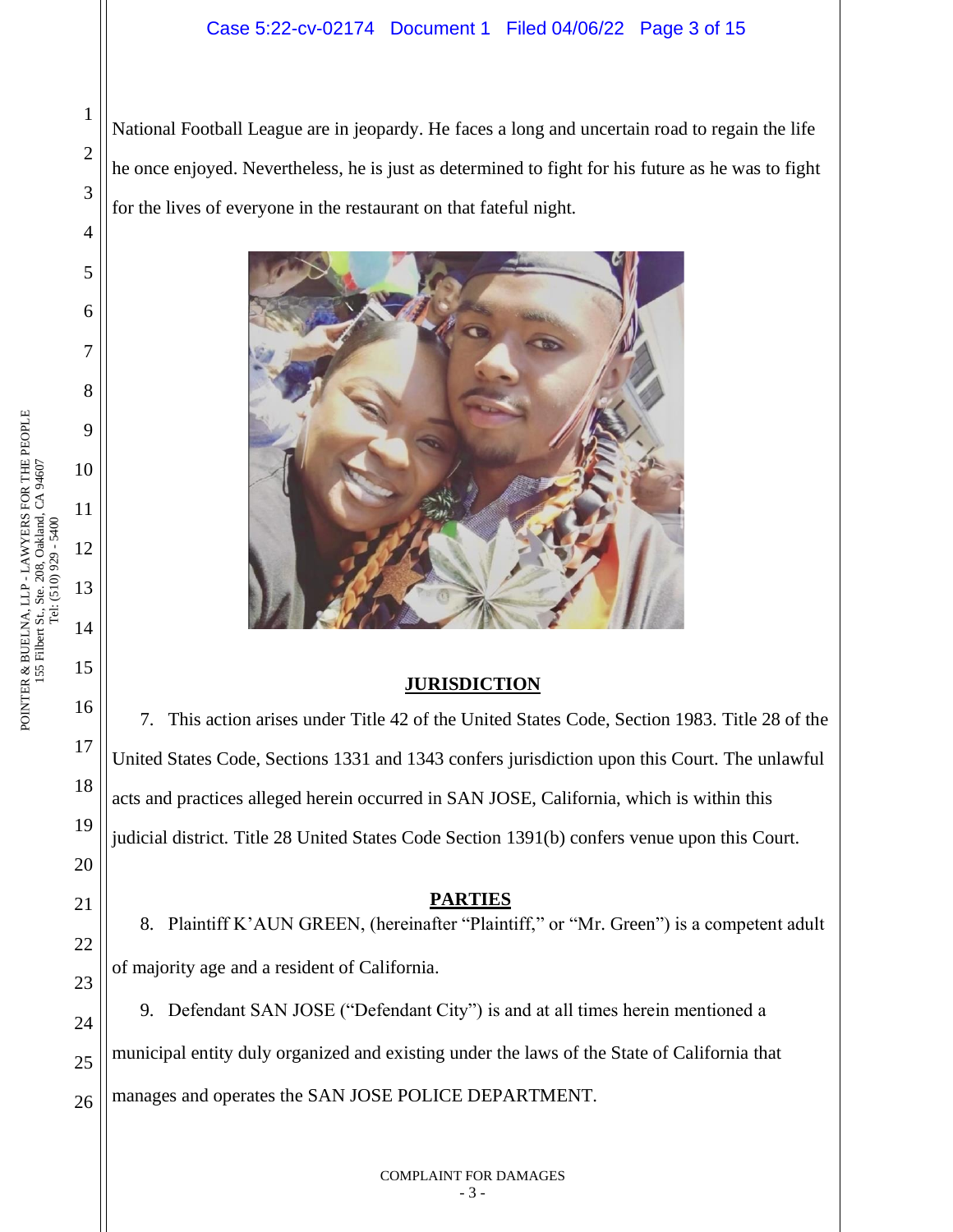National Football League are in jeopardy. He faces a long and uncertain road to regain the life he once enjoyed. Nevertheless, he is just as determined to fight for his future as he was to fight for the lives of everyone in the restaurant on that fateful night.

## JURISDICTION

7. This action arises under Title 42 of the United States Code, Section 1983. Title 28 of the United States Code, Sections 1331 and 1343 confers jurisdiction upon this Court. The unlawful acts and practices alleged herein occurred in SAN JOSE, California, which is within this judicial district. Title 28 United States Code Section 1391(b) confers venue upon this Court.

## PARTIES

8. Plaintiff K'AUN GREEN, (hereinafter "Plaintiff," or "Mr. Green") is a competent adult of majority age and a resident of California.

9. Defendant SAN JOSE ("Defendant City") is and at all times herein mentioned a municipal entity duly organized and existing under the laws of the State of California that manages and operates the SAN JOSE POLICE DEPARTMENT.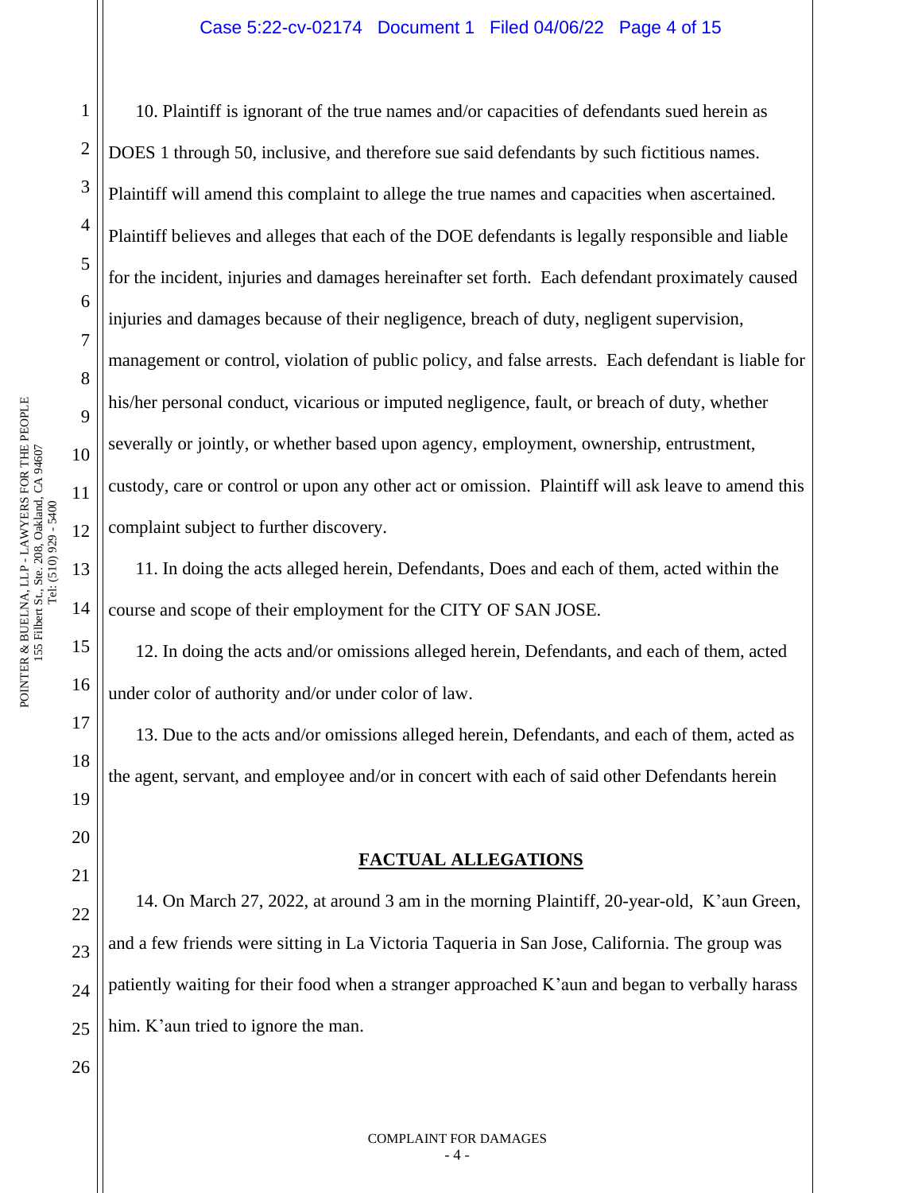10. Plaintiff is ignorant of the true names and/or capacities of defendants sued herein as DOES 1 through 50, inclusive, and therefore sue said defendants by such fictitious names. Plaintiff will amend this complaint to allege the true names and capacities when ascertained. Plaintiff believes and alleges that each of the DOE defendants is legally responsible and liable for the incident, injuries and damages hereinafter set forth. Each defendant proximately caused injuries and damages because of their negligence, breach of duty, negligent supervision, management or control, violation of public policy, and false arrests. Each defendant is liable for his/her personal conduct, vicarious or imputed negligence, fault, or breach of duty, whether severally or jointly, or whether based upon agency, employment, ownership, entrustment, custody, care or control or upon any other act or omission. Plaintiff will ask leave to amend this complaint subject to further discovery.

11. In doing the acts alleged herein, Defendants, Does and each of them, acted within the course and scope of their employment for the CITY OF SAN JOSE.

12. In doing the acts and/or omissions alleged herein, Defendants, and each of them, acted under color of authority and/or under color of law.

13. Due to the acts and/or omissions alleged herein, Defendants, and each of them, acted as the agent, servant, and employee and/or in concert with each of said other Defendants herein

**FACTUAL ALLEGATIONS**

14. On March 27, 2022, at around 3 am in the morning Plaintiff, 20-year-old, K'aun Green, and a few friends were sitting in La Victoria Taqueria in San Jose, California. The group was patiently waiting for their food when a stranger approached K'aun and began to verbally harass him. K'aun tried to ignore the man.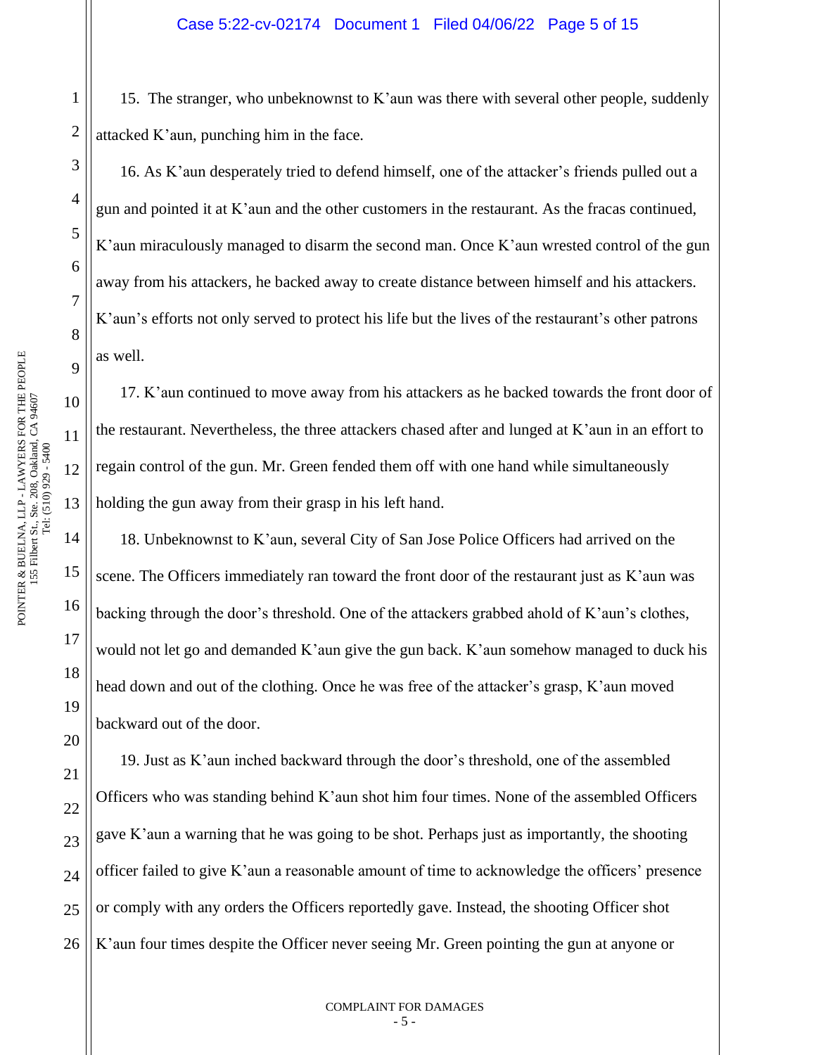15. The stranger, who unbeknownst to K'aun was there with several other people, suddenly attacked K'aun, punching him in the face.

16. As K'aun desperately tried to defend himself, one of the attacker's friends pulled out a gun and pointed it at K'aun and the other customers in the restaurant. As the fracas continued, K'aun miraculously managed to disarm the second man. Once K'aun wrested control of the gun away from his attackers, he backed away to create distance between himself and his attackers. K'aun's efforts not only served to protect his life but the lives of the restaurant's other patrons as well.

17. K'aun continued to move away from his attackers as he backed towards the front door of the restaurant. Nevertheless, the three attackers chased after and lunged at K'aun in an effort to regain control of the gun. Mr. Green fended them off with one hand while simultaneously holding the gun away from their grasp in his left hand.

18. Unbeknownst to K'aun, several City of San Jose Police Officers had arrived on the scene. The Officers immediately ran toward the front door of the restaurant just as K'aun was backing through the door's threshold. One of the attackers grabbed ahold of K'aun's clothes, would not let go and demanded K'aun give the gun back. K'aun somehow managed to duck his head down and out of the clothing. Once he was free of the attacker's grasp, K'aun moved backward out of the door.

19. Just as K'aun inched backward through the door's threshold, one of the assembled Officers who was standing behind K'aun shot him four times. None of the assembled Officers gave K'aun a warning that he was going to be shot. Perhaps just as importantly, the shooting officer failed to give K'aun a reasonable amount of time to acknowledge the officers' presence or comply with any orders the Officers reportedly gave. Instead, the shooting Officer shot K'aun four times despite the Officer never seeing Mr. Green pointing the gun at anyone or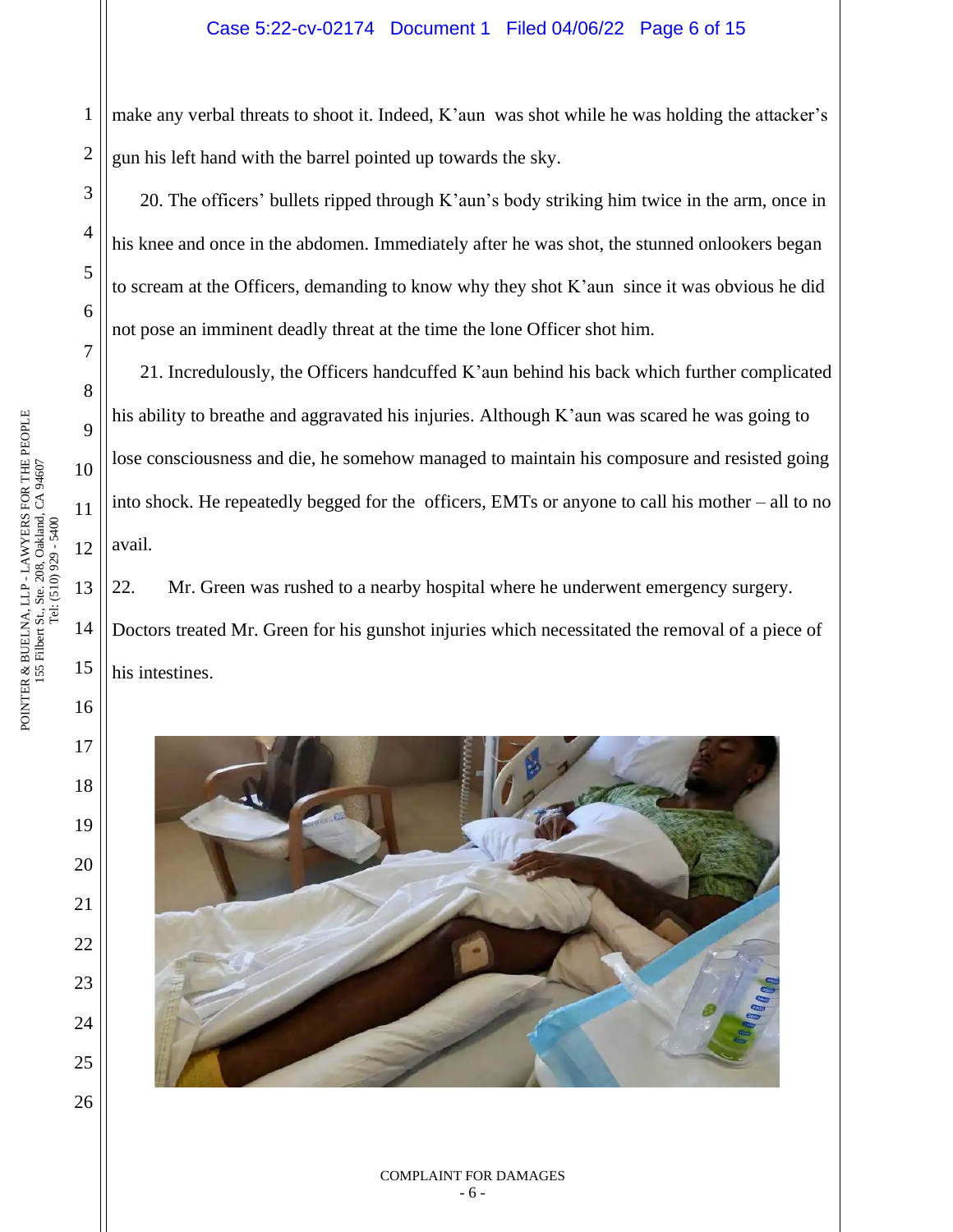make any verbal threats to shoot it. Indeed, K'aun was shot while he was holding the attacker's gun his left hand with the barrel pointed up towards the sky.

20. The officers' bullets ripped through K'aun's body striking him twice in the arm, once in his knee and once in the abdomen. Immediately after he was shot, the stunned onlookers began to scream at the Officers, demanding to know why they shot K'aun since it was obvious he did not pose an imminent deadly threat at the time the lone Officer shot him.

21. Incredulously, the Officers handcuffed K'aun behind his back which further complicated his ability to breathe and aggravated his injuries. Although K'aun was scared he was going to lose consciousness and die, he somehow managed to maintain his composure and resisted going into shock. He repeatedly begged for the officers, EMTs or anyone to call his mother – all to no avail.

22. Mr. Green was rushed to a nearby hospital where he underwent emergency surgery. Doctors treated Mr. Green for his gunshot injuries which necessitated the removal of a piece of his intestines.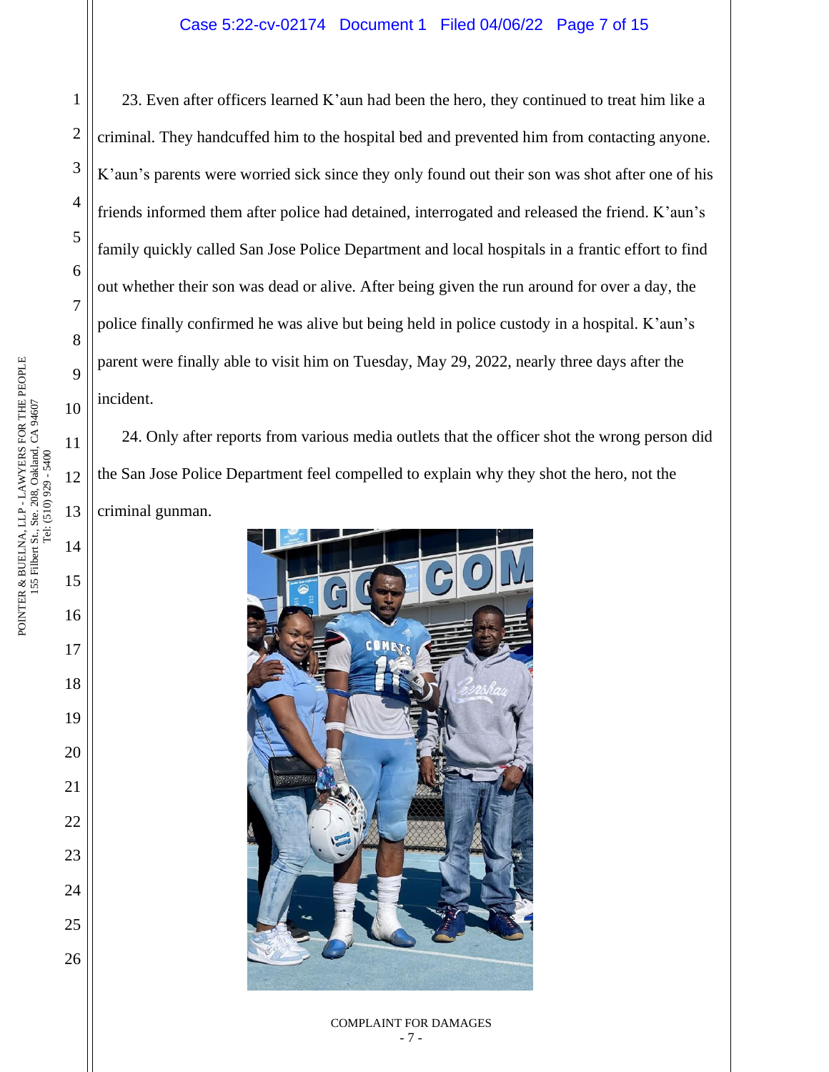23. Even after officers learned K'aun had been the hero, they continued to treat him like a criminal. They handcuffed him to the hospital bed and prevented him from contacting anyone. K'aun's parents were worried sick since they only found out their son was shot after one of his friends informed them after police had detained, interrogated and released the friend. K'aun's family quickly called San Jose Police Department and local hospitals in a frantic effort to find out whether their son was dead or alive. After being given the run around for over a day, the police finally confirmed he was alive but being held in police custody in a hospital. K'aun's parent were finally able to visit him on Tuesday, May 29, 2022, nearly three days after the incident.

24. Only after reports from various media outlets that the officer shot the wrong person did the San Jose Police Department feel compelled to explain why they shot the hero, not the criminal gunman.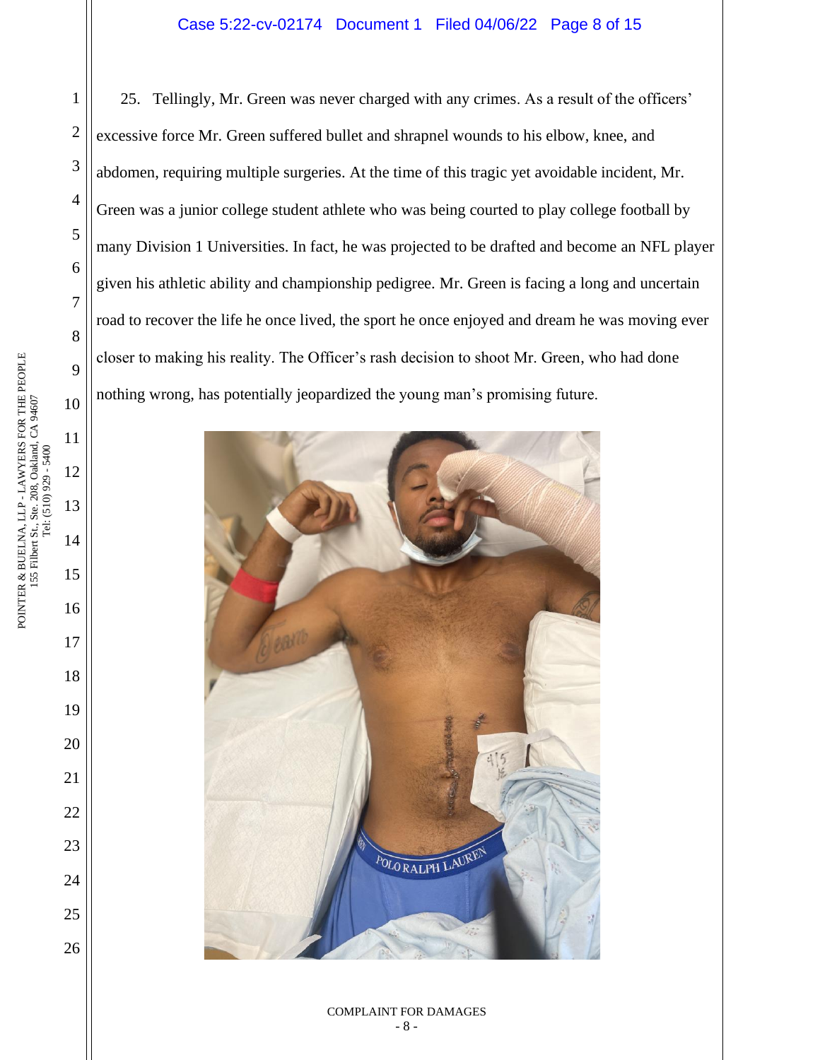25. Tellingly, Mr. Green was never charged with any crimes. As a result of the officers' excessive force Mr. Green suffered bullet and shrapnel wounds to his elbow, knee, and abdomen, requiring multiple surgeries. At the time of this tragic yet avoidable incident, Mr. Green was a junior college student athlete who was being courted to play college football by many Division 1 Universities. In fact, he was projected to be drafted and become an NFL player given his athletic ability and championship pedigree. Mr. Green is facing a long and uncertain road to recover the life he once lived, the sport he once enjoyed and dream he was moving ever closer to making his reality. The Officer's rash decision to shoot Mr. Green, who had done nothing wrong, has potentially jeopardized the young man's promising future.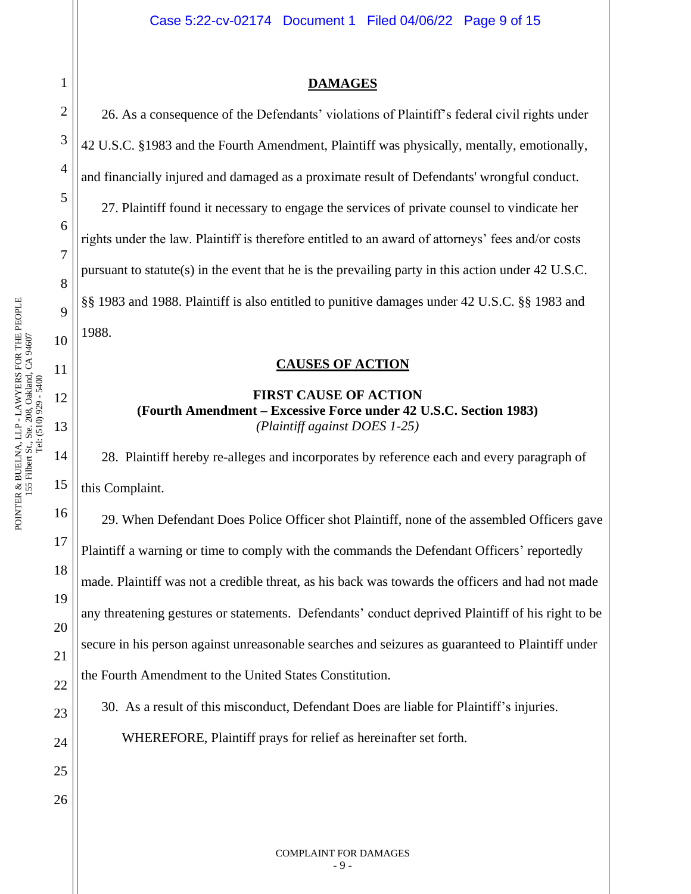## DAMAGES

26. As a consequence of the Defendants' violations of Plaintiff's federal civil rights under 42 U.S.C. §1983 and the Fourth Amendment, Plaintiff was physically, mentally, emotionally, and financially injured and damaged as a proximate result of Defendants' wrongful conduct.

27. Plaintiff found it necessary to engage the services of private counsel to vindicate her rights under the law. Plaintiff is therefore entitled to an award of attorneys' fees and/or costs pursuant to statute(s) in the event that he is the prevailing party in this action under 42 U.S.C. §§ 1983 and 1988. Plaintiff is also entitled to punitive damages under 42 U.S.C. §§ 1983 and 1988.

## CAUSES OF ACTION

### FIRST CAUSE OF ACTION
**(Fourth Amendment – Excessive Force under 42 U.S.C. Section 1983)**
*(Plaintiff against DOES 1-25)*

28. Plaintiff hereby re-alleges and incorporates by reference each and every paragraph of this Complaint.

29. When Defendant Does Police Officer shot Plaintiff, none of the assembled Officers gave Plaintiff a warning or time to comply with the commands the Defendant Officers' reportedly made. Plaintiff was not a credible threat, as his back was towards the officers and had not made any threatening gestures or statements. Defendants' conduct deprived Plaintiff of his right to be secure in his person against unreasonable searches and seizures as guaranteed to Plaintiff under the Fourth Amendment to the United States Constitution.

30. As a result of this misconduct, Defendant Does are liable for Plaintiff's injuries.

WHEREFORE, Plaintiff prays for relief as hereinafter set forth.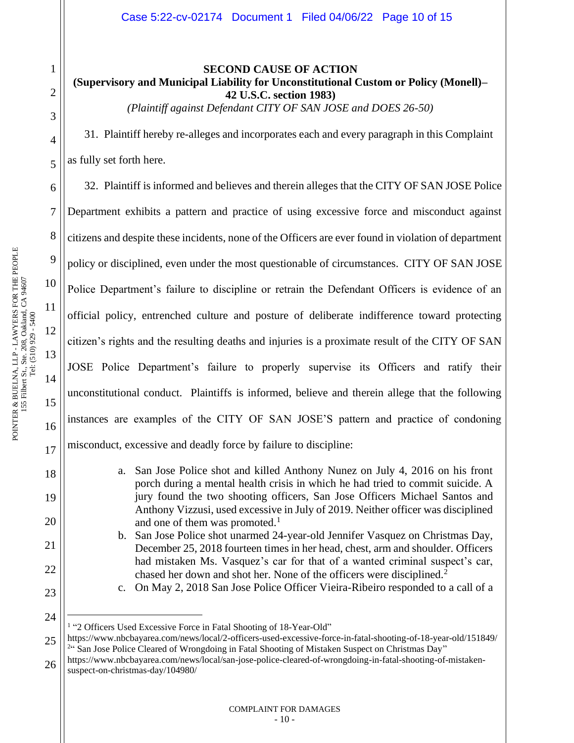**SECOND CAUSE OF ACTION**

**(Supervisory and Municipal Liability for Unconstitutional Custom or Policy (Monell)– 42 U.S.C. section 1983)**

*(Plaintiff against Defendant CITY OF SAN JOSE and DOES 26-50)*

31. Plaintiff hereby re-alleges and incorporates each and every paragraph in this Complaint as fully set forth here.

32. Plaintiff is informed and believes and therein alleges that the CITY OF SAN JOSE Police Department exhibits a pattern and practice of using excessive force and misconduct against citizens and despite these incidents, none of the Officers are ever found in violation of department policy or disciplined, even under the most questionable of circumstances. CITY OF SAN JOSE Police Department's failure to discipline or retrain the Defendant Officers is evidence of an official policy, entrenched culture and posture of deliberate indifference toward protecting citizen's rights and the resulting deaths and injuries is a proximate result of the CITY OF SAN JOSE Police Department's failure to properly supervise its Officers and ratify their unconstitutional conduct. Plaintiffs is informed, believe and therein allege that the following instances are examples of the CITY OF SAN JOSE'S pattern and practice of condoning misconduct, excessive and deadly force by failure to discipline:

a. San Jose Police shot and killed Anthony Nunez on July 4, 2016 on his front porch during a mental health crisis in which he had tried to commit suicide. A jury found the two shooting officers, San Jose Officers Michael Santos and Anthony Vizzusi, used excessive in July of 2019. Neither officer was disciplined and one of them was promoted.[1]

b. San Jose Police shot unarmed 24-year-old Jennifer Vasquez on Christmas Day, December 25, 2018 fourteen times in her head, chest, arm and shoulder. Officers had mistaken Ms. Vasquez's car for that of a wanted criminal suspect's car, chased her down and shot her. None of the officers were disciplined.[2]

c. On May 2, 2018 San Jose Police Officer Vieira-Ribeiro responded to a call of a

---

[1] "2 Officers Used Excessive Force in Fatal Shooting of 18-Year-Old" https://www.nbcbayarea.com/news/local/2-officers-used-excessive-force-in-fatal-shooting-of-18-year-old/151849/

[2] " San Jose Police Cleared of Wrongdoing in Fatal Shooting of Mistaken Suspect on Christmas Day" https://www.nbcbayarea.com/news/local/san-jose-police-cleared-of-wrongdoing-in-fatal-shooting-of-mistaken-suspect-on-christmas-day/104980/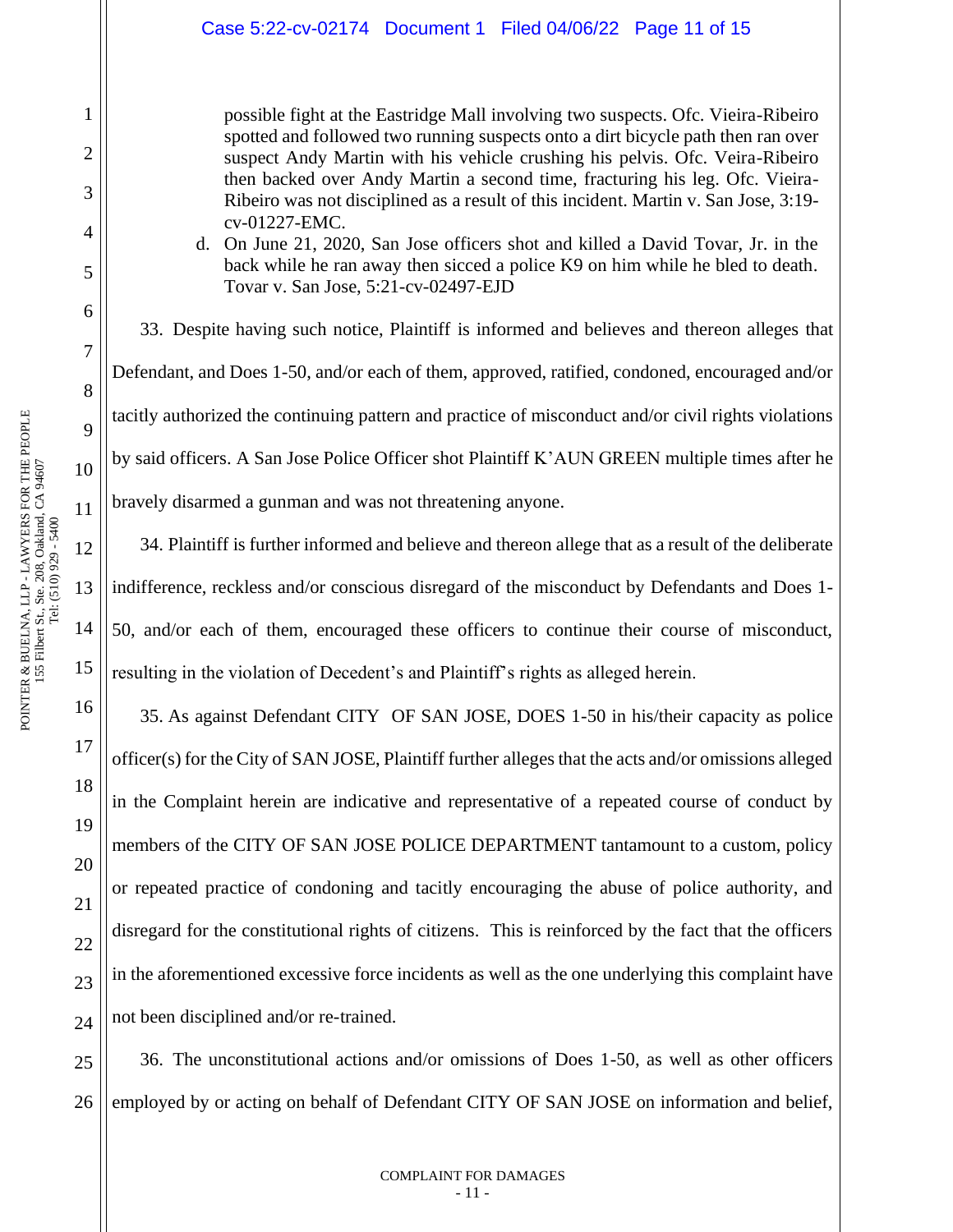possible fight at the Eastridge Mall involving two suspects. Ofc. Vieira-Ribeiro spotted and followed two running suspects onto a dirt bicycle path then ran over suspect Andy Martin with his vehicle crushing his pelvis. Ofc. Veira-Ribeiro then backed over Andy Martin a second time, fracturing his leg. Ofc. Vieira-Ribeiro was not disciplined as a result of this incident. Martin v. San Jose, 3:19-cv-01227-EMC.

d. On June 21, 2020, San Jose officers shot and killed a David Tovar, Jr. in the back while he ran away then sicced a police K9 on him while he bled to death. Tovar v. San Jose, 5:21-cv-02497-EJD

33. Despite having such notice, Plaintiff is informed and believes and thereon alleges that Defendant, and Does 1-50, and/or each of them, approved, ratified, condoned, encouraged and/or tacitly authorized the continuing pattern and practice of misconduct and/or civil rights violations by said officers. A San Jose Police Officer shot Plaintiff K'AUN GREEN multiple times after he bravely disarmed a gunman and was not threatening anyone.

34. Plaintiff is further informed and believe and thereon allege that as a result of the deliberate indifference, reckless and/or conscious disregard of the misconduct by Defendants and Does 1-50, and/or each of them, encouraged these officers to continue their course of misconduct, resulting in the violation of Decedent's and Plaintiff's rights as alleged herein.

35. As against Defendant CITY OF SAN JOSE, DOES 1-50 in his/their capacity as police officer(s) for the City of SAN JOSE, Plaintiff further alleges that the acts and/or omissions alleged in the Complaint herein are indicative and representative of a repeated course of conduct by members of the CITY OF SAN JOSE POLICE DEPARTMENT tantamount to a custom, policy or repeated practice of condoning and tacitly encouraging the abuse of police authority, and disregard for the constitutional rights of citizens. This is reinforced by the fact that the officers in the aforementioned excessive force incidents as well as the one underlying this complaint have not been disciplined and/or re-trained.

36. The unconstitutional actions and/or omissions of Does 1-50, as well as other officers employed by or acting on behalf of Defendant CITY OF SAN JOSE on information and belief,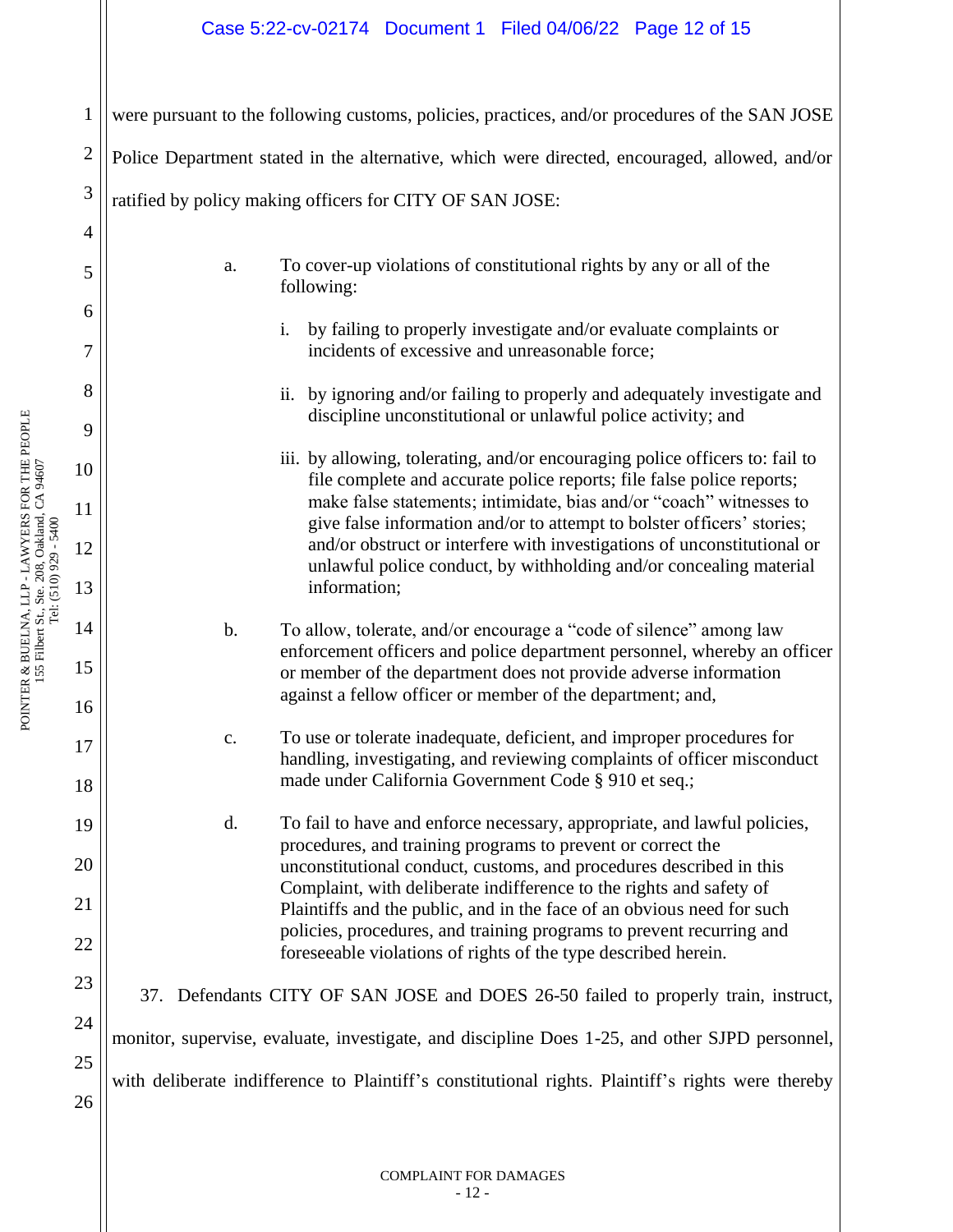were pursuant to the following customs, policies, practices, and/or procedures of the SAN JOSE Police Department stated in the alternative, which were directed, encouraged, allowed, and/or ratified by policy making officers for CITY OF SAN JOSE:

a. To cover-up violations of constitutional rights by any or all of the following:

   i. by failing to properly investigate and/or evaluate complaints or incidents of excessive and unreasonable force;

   ii. by ignoring and/or failing to properly and adequately investigate and discipline unconstitutional or unlawful police activity; and

   iii. by allowing, tolerating, and/or encouraging police officers to: fail to file complete and accurate police reports; file false police reports; make false statements; intimidate, bias and/or "coach" witnesses to give false information and/or to attempt to bolster officers' stories; and/or obstruct or interfere with investigations of unconstitutional or unlawful police conduct, by withholding and/or concealing material information;

b. To allow, tolerate, and/or encourage a "code of silence" among law enforcement officers and police department personnel, whereby an officer or member of the department does not provide adverse information against a fellow officer or member of the department; and,

c. To use or tolerate inadequate, deficient, and improper procedures for handling, investigating, and reviewing complaints of officer misconduct made under California Government Code § 910 et seq.;

d. To fail to have and enforce necessary, appropriate, and lawful policies, procedures, and training programs to prevent or correct the unconstitutional conduct, customs, and procedures described in this Complaint, with deliberate indifference to the rights and safety of Plaintiffs and the public, and in the face of an obvious need for such policies, procedures, and training programs to prevent recurring and foreseeable violations of rights of the type described herein.

37. Defendants CITY OF SAN JOSE and DOES 26-50 failed to properly train, instruct, monitor, supervise, evaluate, investigate, and discipline Does 1-25, and other SJPD personnel, with deliberate indifference to Plaintiff's constitutional rights. Plaintiff's rights were thereby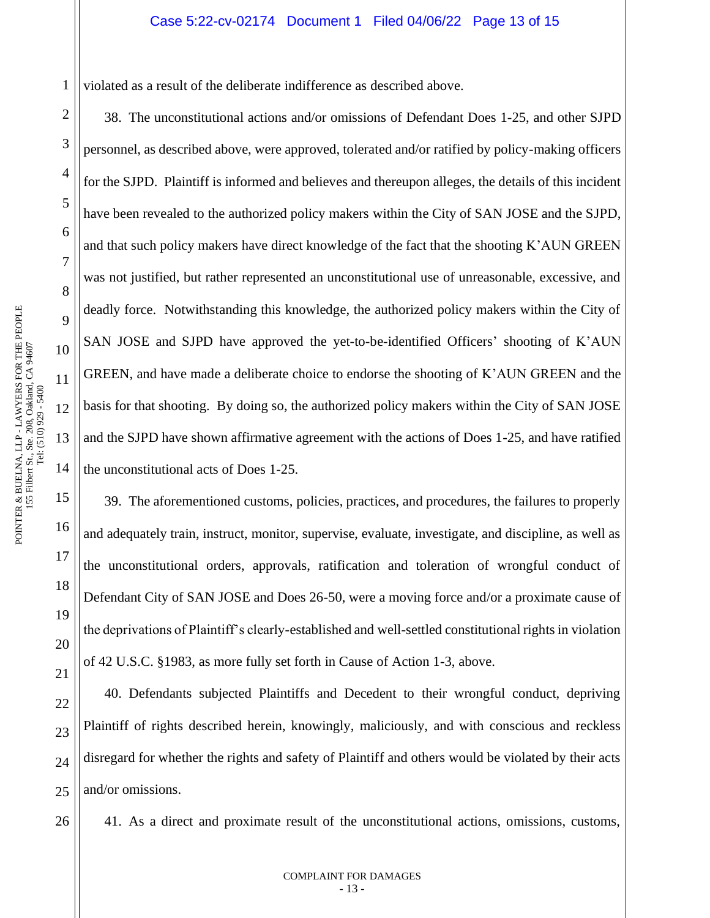violated as a result of the deliberate indifference as described above.

38. The unconstitutional actions and/or omissions of Defendant Does 1-25, and other SJPD personnel, as described above, were approved, tolerated and/or ratified by policy-making officers for the SJPD. Plaintiff is informed and believes and thereupon alleges, the details of this incident have been revealed to the authorized policy makers within the City of SAN JOSE and the SJPD, and that such policy makers have direct knowledge of the fact that the shooting K'AUN GREEN was not justified, but rather represented an unconstitutional use of unreasonable, excessive, and deadly force. Notwithstanding this knowledge, the authorized policy makers within the City of SAN JOSE and SJPD have approved the yet-to-be-identified Officers' shooting of K'AUN GREEN, and have made a deliberate choice to endorse the shooting of K'AUN GREEN and the basis for that shooting. By doing so, the authorized policy makers within the City of SAN JOSE and the SJPD have shown affirmative agreement with the actions of Does 1-25, and have ratified the unconstitutional acts of Does 1-25.

39. The aforementioned customs, policies, practices, and procedures, the failures to properly and adequately train, instruct, monitor, supervise, evaluate, investigate, and discipline, as well as the unconstitutional orders, approvals, ratification and toleration of wrongful conduct of Defendant City of SAN JOSE and Does 26-50, were a moving force and/or a proximate cause of the deprivations of Plaintiff's clearly-established and well-settled constitutional rights in violation of 42 U.S.C. §1983, as more fully set forth in Cause of Action 1-3, above.

40. Defendants subjected Plaintiffs and Decedent to their wrongful conduct, depriving Plaintiff of rights described herein, knowingly, maliciously, and with conscious and reckless disregard for whether the rights and safety of Plaintiff and others would be violated by their acts and/or omissions.

41. As a direct and proximate result of the unconstitutional actions, omissions, customs,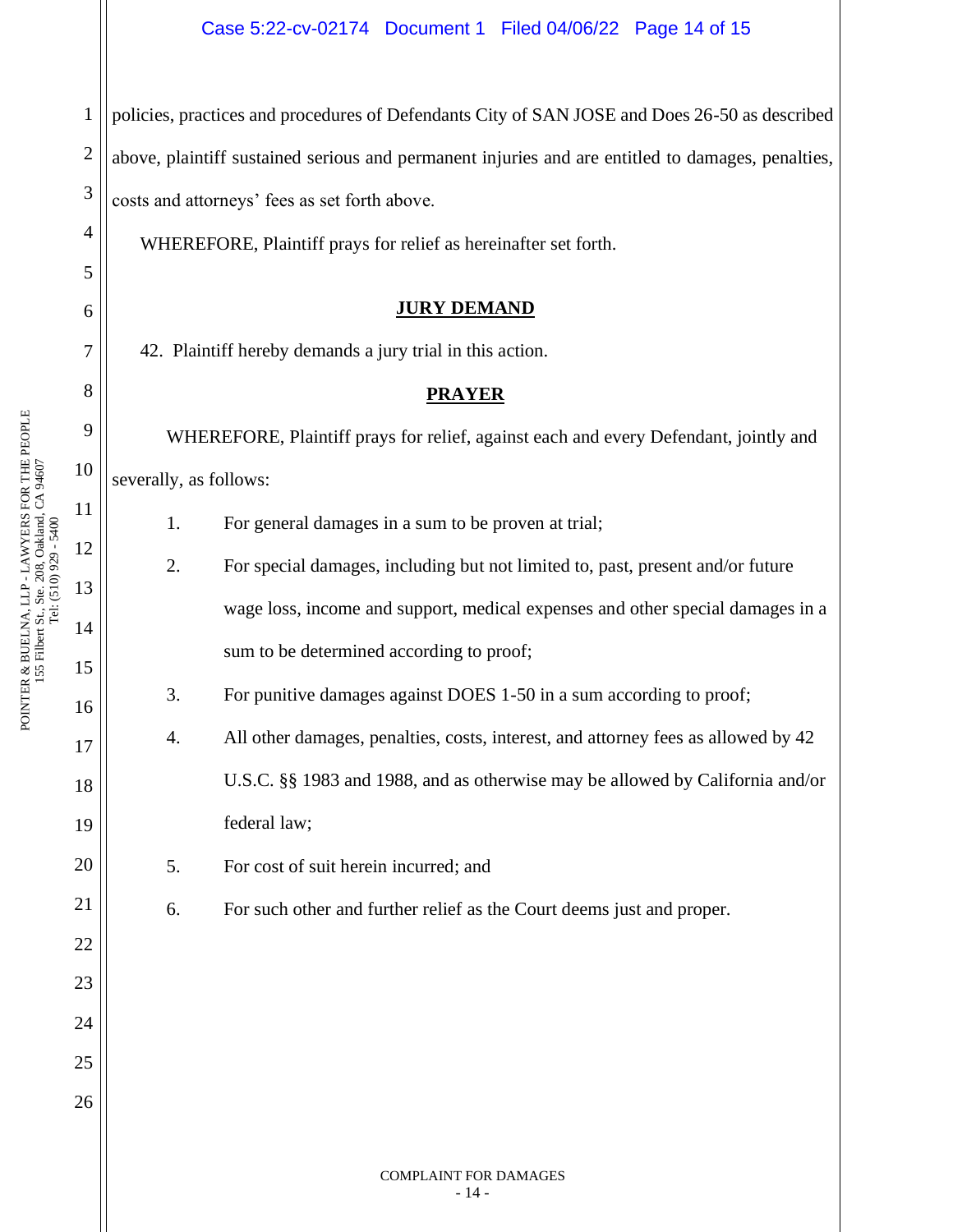policies, practices and procedures of Defendants City of SAN JOSE and Does 26-50 as described above, plaintiff sustained serious and permanent injuries and are entitled to damages, penalties, costs and attorneys' fees as set forth above.

WHEREFORE, Plaintiff prays for relief as hereinafter set forth.

## JURY DEMAND

42. Plaintiff hereby demands a jury trial in this action.

## PRAYER

WHEREFORE, Plaintiff prays for relief, against each and every Defendant, jointly and severally, as follows:

1. For general damages in a sum to be proven at trial;
2. For special damages, including but not limited to, past, present and/or future wage loss, income and support, medical expenses and other special damages in a sum to be determined according to proof;
3. For punitive damages against DOES 1-50 in a sum according to proof;
4. All other damages, penalties, costs, interest, and attorney fees as allowed by 42 U.S.C. §§ 1983 and 1988, and as otherwise may be allowed by California and/or federal law;
5. For cost of suit herein incurred; and
6. For such other and further relief as the Court deems just and proper.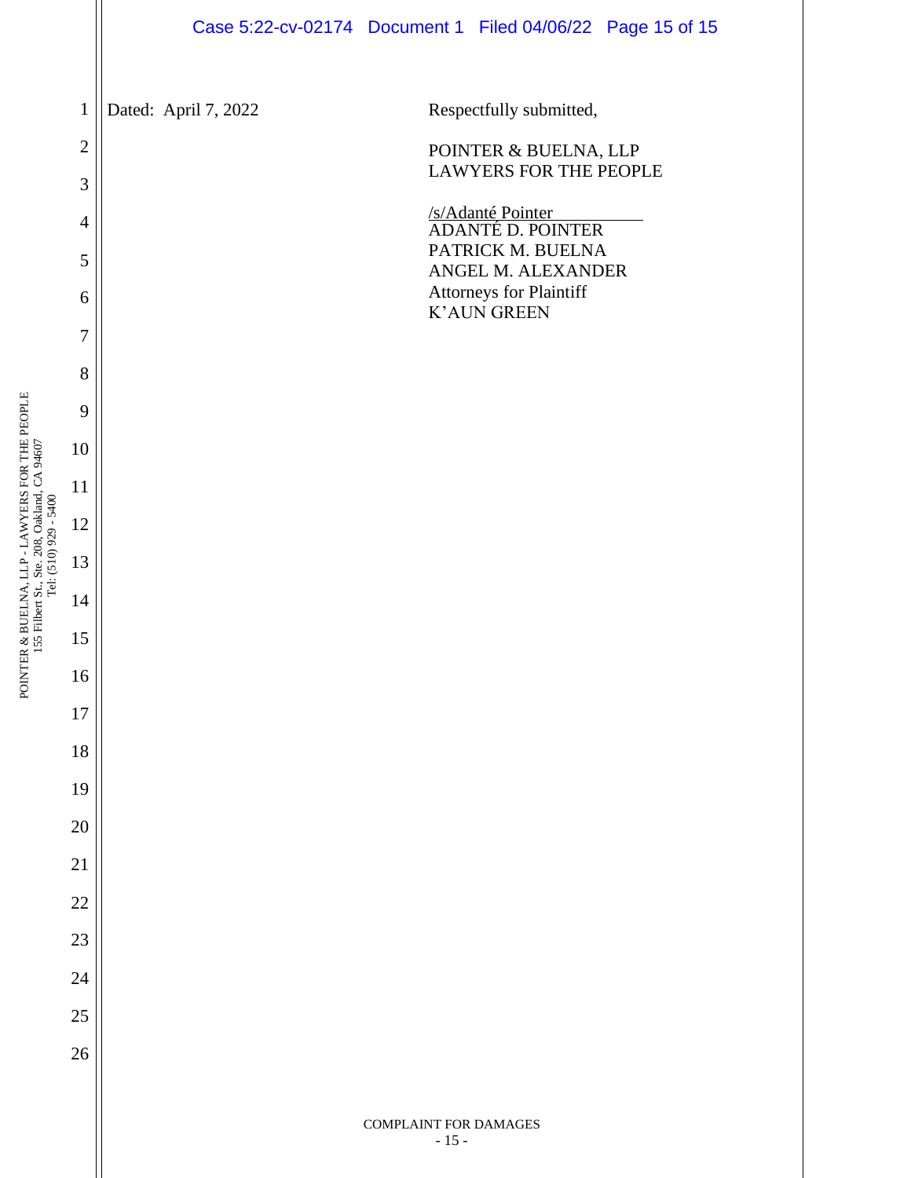Dated: April 7, 2022

Respectfully submitted,

POINTER & BUELNA, LLP
LAWYERS FOR THE PEOPLE

/s/Adanté Pointer
ADANTÉ D. POINTER
PATRICK M. BUELNA
ANGEL M. ALEXANDER
Attorneys for Plaintiff
K'AUN GREEN